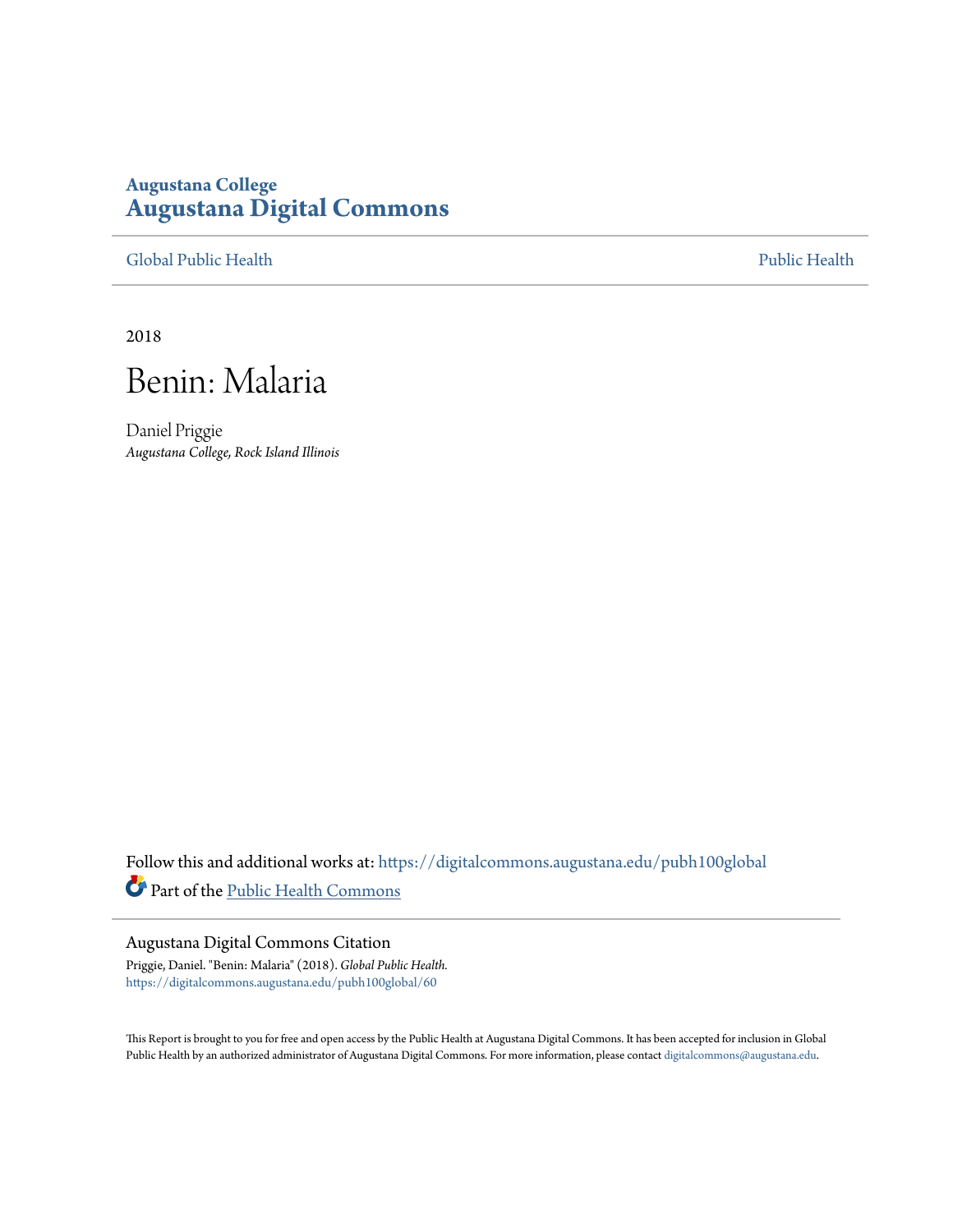**Augustana College**

# Augustana Digital Commons

Global Public Health | Public Health

2018

# Benin: Malaria

Daniel Priggie
*Augustana College, Rock Island Illinois*

Follow this and additional works at: https://digitalcommons.augustana.edu/pubh100global

Part of the Public Health Commons

## Augustana Digital Commons Citation

Priggie, Daniel. "Benin: Malaria" (2018). *Global Public Health.*
https://digitalcommons.augustana.edu/pubh100global/60

This Report is brought to you for free and open access by the Public Health at Augustana Digital Commons. It has been accepted for inclusion in Global Public Health by an authorized administrator of Augustana Digital Commons. For more information, please contact digitalcommons@augustana.edu.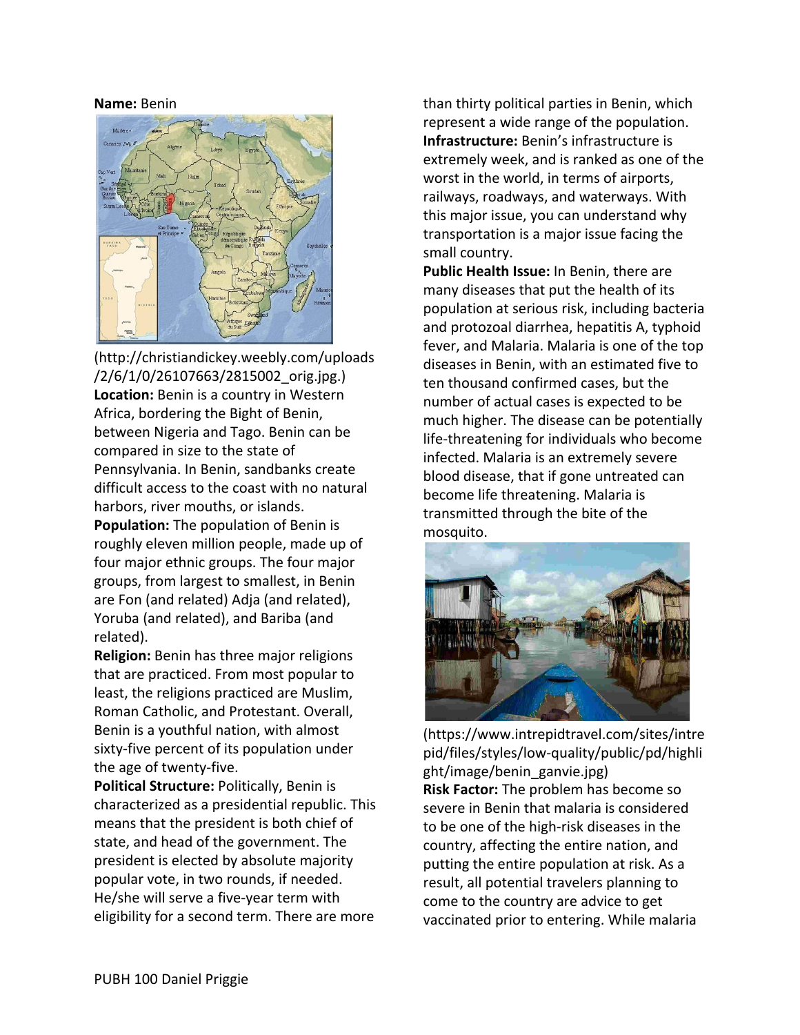**Name:** Benin

(http://christiandickey.weebly.com/uploads/2/6/1/0/26107663/2815002_orig.jpg.)

**Location:** Benin is a country in Western Africa, bordering the Bight of Benin, between Nigeria and Tago. Benin can be compared in size to the state of Pennsylvania. In Benin, sandbanks create difficult access to the coast with no natural harbors, river mouths, or islands.

**Population:** The population of Benin is roughly eleven million people, made up of four major ethnic groups. The four major groups, from largest to smallest, in Benin are Fon (and related) Adja (and related), Yoruba (and related), and Bariba (and related).

**Religion:** Benin has three major religions that are practiced. From most popular to least, the religions practiced are Muslim, Roman Catholic, and Protestant. Overall, Benin is a youthful nation, with almost sixty-five percent of its population under the age of twenty-five.

**Political Structure:** Politically, Benin is characterized as a presidential republic. This means that the president is both chief of state, and head of the government. The president is elected by absolute majority popular vote, in two rounds, if needed. He/she will serve a five-year term with eligibility for a second term. There are more than thirty political parties in Benin, which represent a wide range of the population.

**Infrastructure:** Benin's infrastructure is extremely week, and is ranked as one of the worst in the world, in terms of airports, railways, roadways, and waterways. With this major issue, you can understand why transportation is a major issue facing the small country.

**Public Health Issue:** In Benin, there are many diseases that put the health of its population at serious risk, including bacteria and protozoal diarrhea, hepatitis A, typhoid fever, and Malaria. Malaria is one of the top diseases in Benin, with an estimated five to ten thousand confirmed cases, but the number of actual cases is expected to be much higher. The disease can be potentially life-threatening for individuals who become infected. Malaria is an extremely severe blood disease, that if gone untreated can become life threatening. Malaria is transmitted through the bite of the mosquito.

(https://www.intrepidtravel.com/sites/intrepid/files/styles/low-quality/public/pd/highlight/image/benin_ganvie.jpg)

**Risk Factor:** The problem has become so severe in Benin that malaria is considered to be one of the high-risk diseases in the country, affecting the entire nation, and putting the entire population at risk. As a result, all potential travelers planning to come to the country are advice to get vaccinated prior to entering. While malaria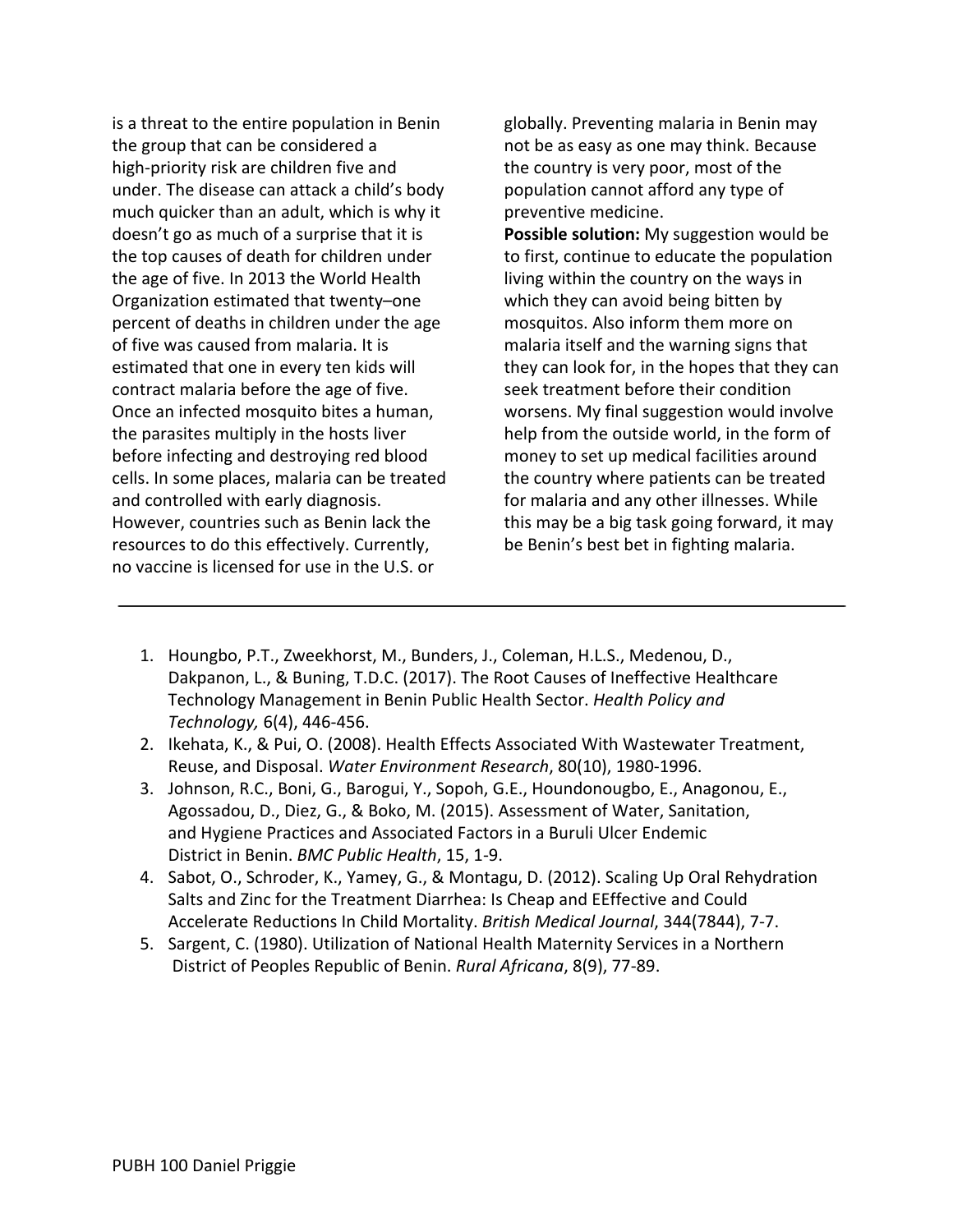is a threat to the entire population in Benin the group that can be considered a high-priority risk are children five and under. The disease can attack a child's body much quicker than an adult, which is why it doesn't go as much of a surprise that it is the top causes of death for children under the age of five. In 2013 the World Health Organization estimated that twenty–one percent of deaths in children under the age of five was caused from malaria. It is estimated that one in every ten kids will contract malaria before the age of five. Once an infected mosquito bites a human, the parasites multiply in the hosts liver before infecting and destroying red blood cells. In some places, malaria can be treated and controlled with early diagnosis. However, countries such as Benin lack the resources to do this effectively. Currently, no vaccine is licensed for use in the U.S. or globally. Preventing malaria in Benin may not be as easy as one may think. Because the country is very poor, most of the population cannot afford any type of preventive medicine.

**Possible solution:** My suggestion would be to first, continue to educate the population living within the country on the ways in which they can avoid being bitten by mosquitos. Also inform them more on malaria itself and the warning signs that they can look for, in the hopes that they can seek treatment before their condition worsens. My final suggestion would involve help from the outside world, in the form of money to set up medical facilities around the country where patients can be treated for malaria and any other illnesses. While this may be a big task going forward, it may be Benin's best bet in fighting malaria.

---

1. Houngbo, P.T., Zweekhorst, M., Bunders, J., Coleman, H.L.S., Medenou, D., Dakpanon, L., & Buning, T.D.C. (2017). The Root Causes of Ineffective Healthcare Technology Management in Benin Public Health Sector. *Health Policy and Technology,* 6(4), 446-456.
2. Ikehata, K., & Pui, O. (2008). Health Effects Associated With Wastewater Treatment, Reuse, and Disposal. *Water Environment Research*, 80(10), 1980-1996.
3. Johnson, R.C., Boni, G., Barogui, Y., Sopoh, G.E., Houndonougbo, E., Anagonou, E., Agossadou, D., Diez, G., & Boko, M. (2015). Assessment of Water, Sanitation, and Hygiene Practices and Associated Factors in a Buruli Ulcer Endemic District in Benin. *BMC Public Health*, 15, 1-9.
4. Sabot, O., Schroder, K., Yamey, G., & Montagu, D. (2012). Scaling Up Oral Rehydration Salts and Zinc for the Treatment Diarrhea: Is Cheap and EEffective and Could Accelerate Reductions In Child Mortality. *British Medical Journal*, 344(7844), 7-7.
5. Sargent, C. (1980). Utilization of National Health Maternity Services in a Northern District of Peoples Republic of Benin. *Rural Africana*, 8(9), 77-89.